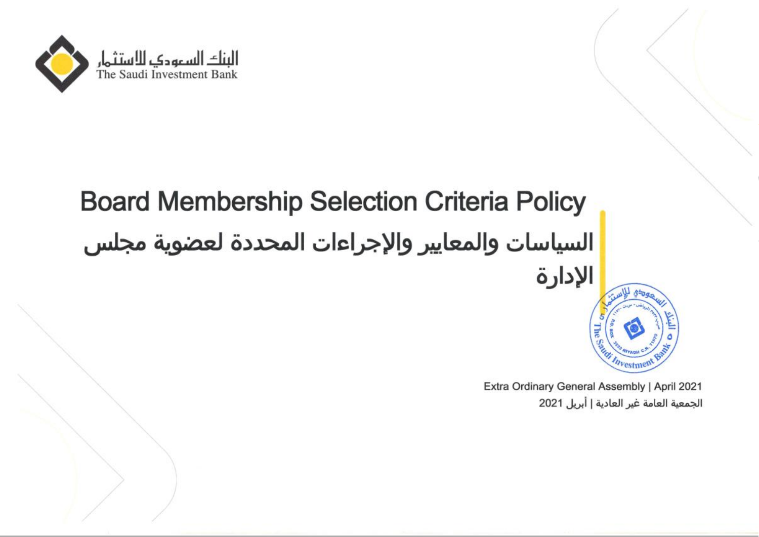البنك السعودي للاستثمار
The Saudi Investment Bank

# Board Membership Selection Criteria Policy

# السياسات والمعايير والإجراءات المحددة لعضوية مجلس الإدارة

Extra Ordinary General Assembly | April 2021

الجمعية العامة غير العادية | أبريل 2021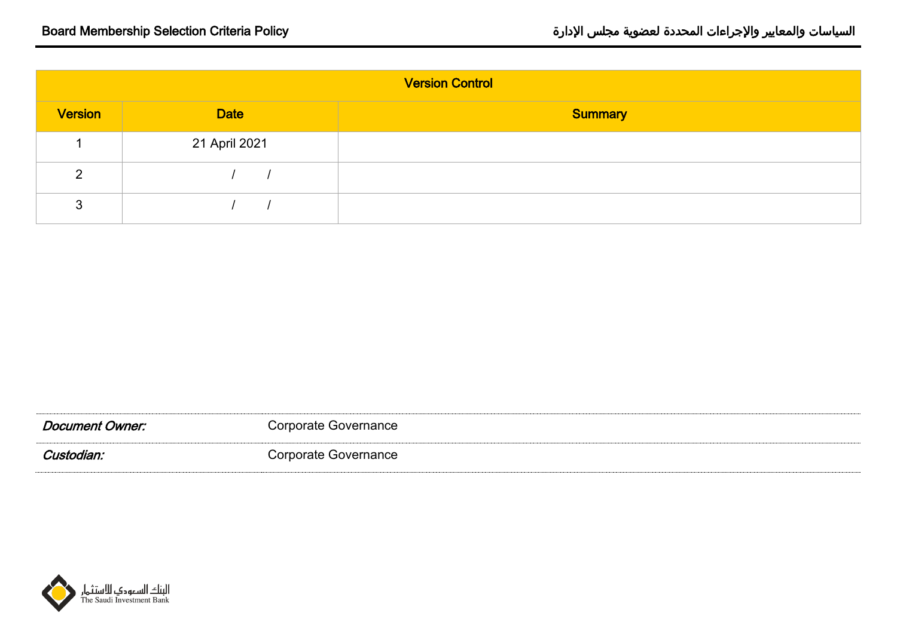| Version Control | | |
|---|---|---|
| **Version** | **Date** | **Summary** |
| 1 | 21 April 2021 | |
| 2 | / / | |
| 3 | / / | |

| | |
|---|---|
| ***Document Owner:*** | Corporate Governance |
| ***Custodian:*** | Corporate Governance |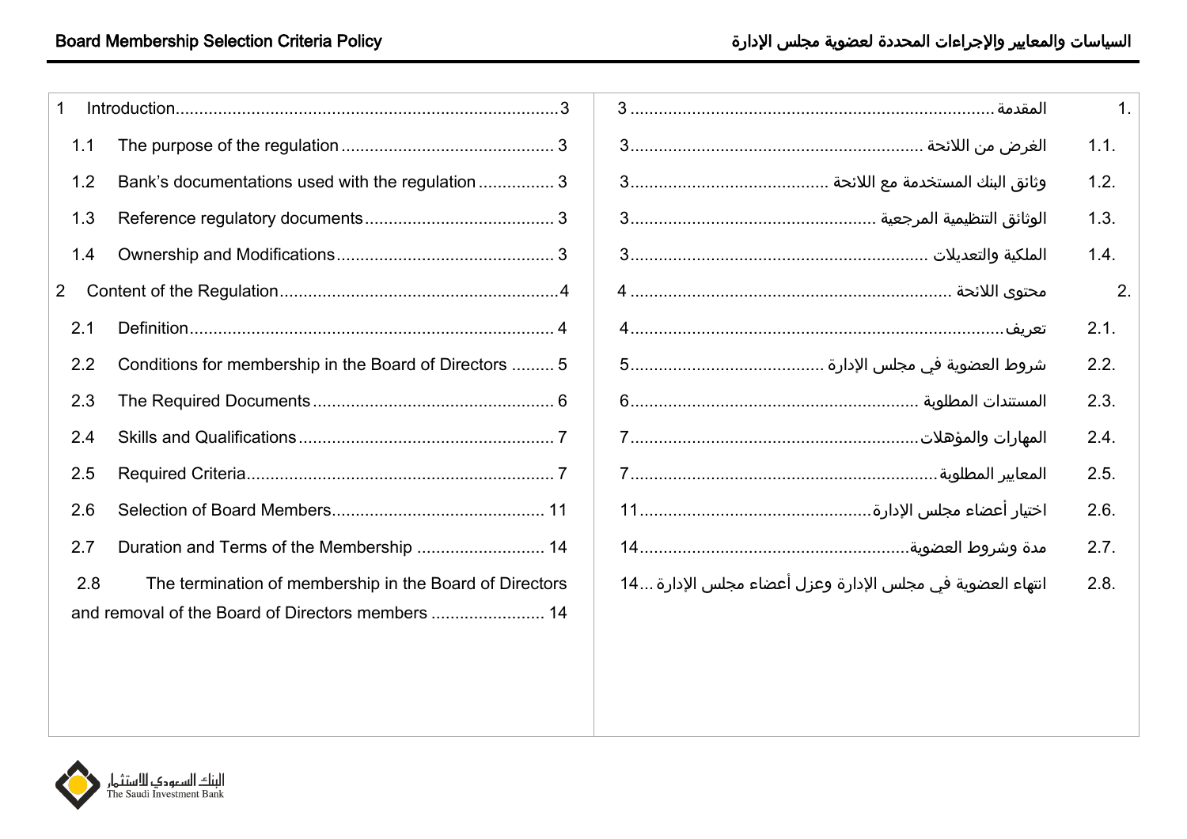| | | | |
|---|---|---|---|
| 1 | Introduction | 3 | 1. | المقدمة | 3 |

1 Introduction ........ 3
- 1.1 The purpose of the regulation ........ 3
- 1.2 Bank's documentations used with the regulation ........ 3
- 1.3 Reference regulatory documents ........ 3
- 1.4 Ownership and Modifications ........ 3

2 Content of the Regulation ........ 4
- 2.1 Definition ........ 4
- 2.2 Conditions for membership in the Board of Directors ........ 5
- 2.3 The Required Documents ........ 6
- 2.4 Skills and Qualifications ........ 7
- 2.5 Required Criteria ........ 7
- 2.6 Selection of Board Members ........ 11
- 2.7 Duration and Terms of the Membership ........ 14
- 2.8 The termination of membership in the Board of Directors and removal of the Board of Directors members ........ 14

1. المقدمة ........ 3
- 1.1. الغرض من اللائحة ........ 3
- 1.2. وثائق البنك المستخدمة مع اللائحة ........ 3
- 1.3. الوثائق التنظيمية المرجعية ........ 3
- 1.4. الملكية والتعديلات ........ 3

2. محتوى اللائحة ........ 4
- 2.1. تعريف ........ 4
- 2.2. شروط العضوية في مجلس الإدارة ........ 5
- 2.3. المستندات المطلوبة ........ 6
- 2.4. المهارات والمؤهلات ........ 7
- 2.5. المعايير المطلوبة ........ 7
- 2.6. اختيار أعضاء مجلس الإدارة ........ 11
- 2.7. مدة وشروط العضوية ........ 14
- 2.8. انتهاء العضوية في مجلس الإدارة وعزل أعضاء مجلس الإدارة ........ 14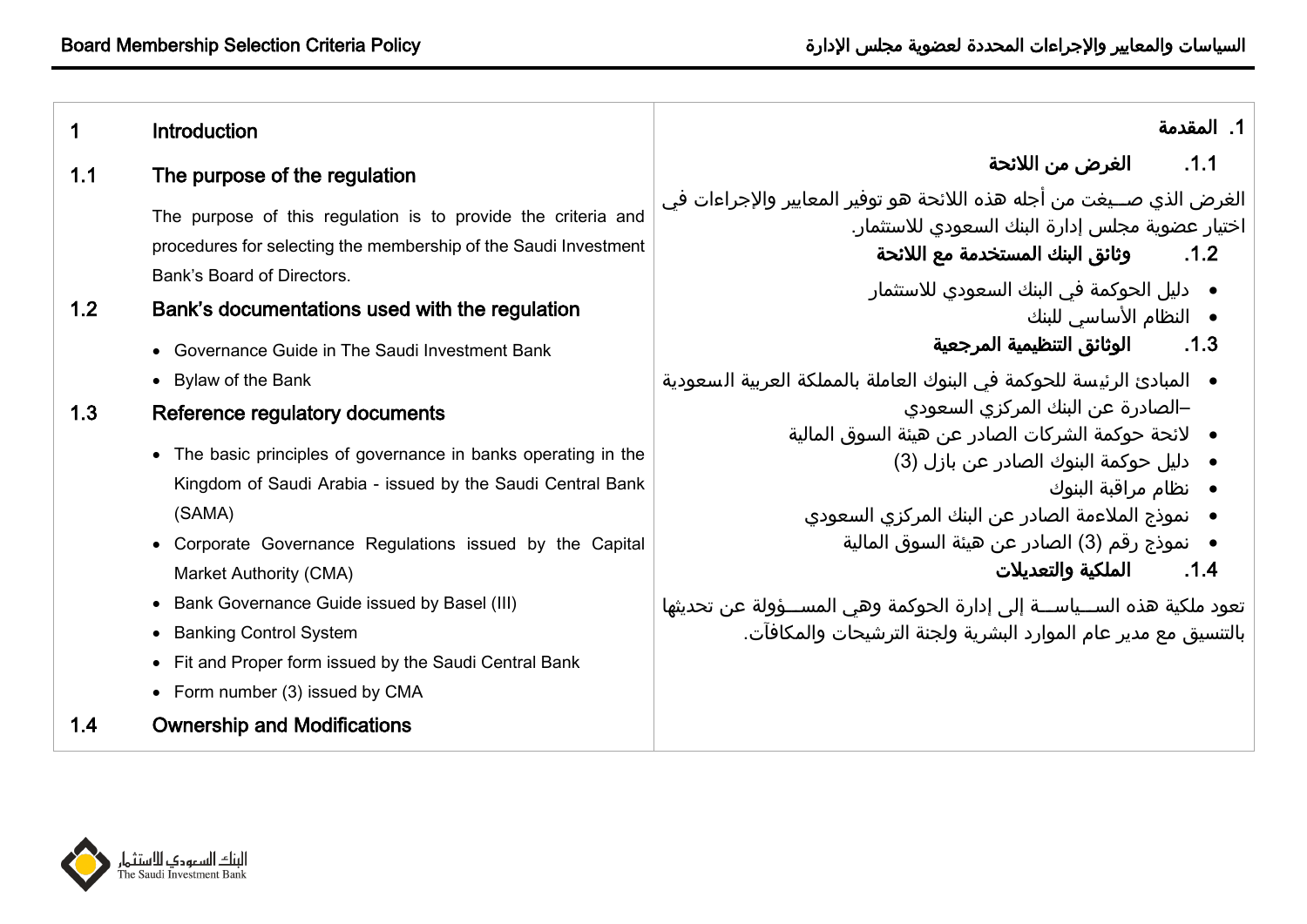# 1 Introduction

## 1.1 The purpose of the regulation

The purpose of this regulation is to provide the criteria and procedures for selecting the membership of the Saudi Investment Bank's Board of Directors.

## 1.2 Bank's documentations used with the regulation

- Governance Guide in The Saudi Investment Bank
- Bylaw of the Bank

## 1.3 Reference regulatory documents

- The basic principles of governance in banks operating in the Kingdom of Saudi Arabia - issued by the Saudi Central Bank (SAMA)
- Corporate Governance Regulations issued by the Capital Market Authority (CMA)
- Bank Governance Guide issued by Basel (III)
- Banking Control System
- Fit and Proper form issued by the Saudi Central Bank
- Form number (3) issued by CMA

## 1.4 Ownership and Modifications

# 1. المقدمة

## 1.1. الغرض من اللائحة

الغرض الذي صــيغت من أجله هذه اللائحة هو توفير المعايير والإجراءات في اختيار عضوية مجلس إدارة البنك السعودي للاستثمار.

## 1.2. وثائق البنك المستخدمة مع اللائحة

- دليل الحوكمة في البنك السعودي للاستثمار
- النظام الأساسي للبنك

## 1.3. الوثائق التنظيمية المرجعية

- المبادئ الرئيسة للحوكمة في البنوك العاملة بالمملكة العربية السعودية –الصادرة عن البنك المركزي السعودي
- لائحة حوكمة الشركات الصادر عن هيئة السوق المالية
- دليل حوكمة البنوك الصادر عن بازل (3)
- نظام مراقبة البنوك
- نموذج الملاءمة الصادر عن البنك المركزي السعودي
- نموذج رقم (3) الصادر عن هيئة السوق المالية

## 1.4. الملكية والتعديلات

تعود ملكية هذه الســياســة إلى إدارة الحوكمة وهي المســؤولة عن تحديثها بالتنسيق مع مدير عام الموارد البشرية ولجنة الترشيحات والمكافآت.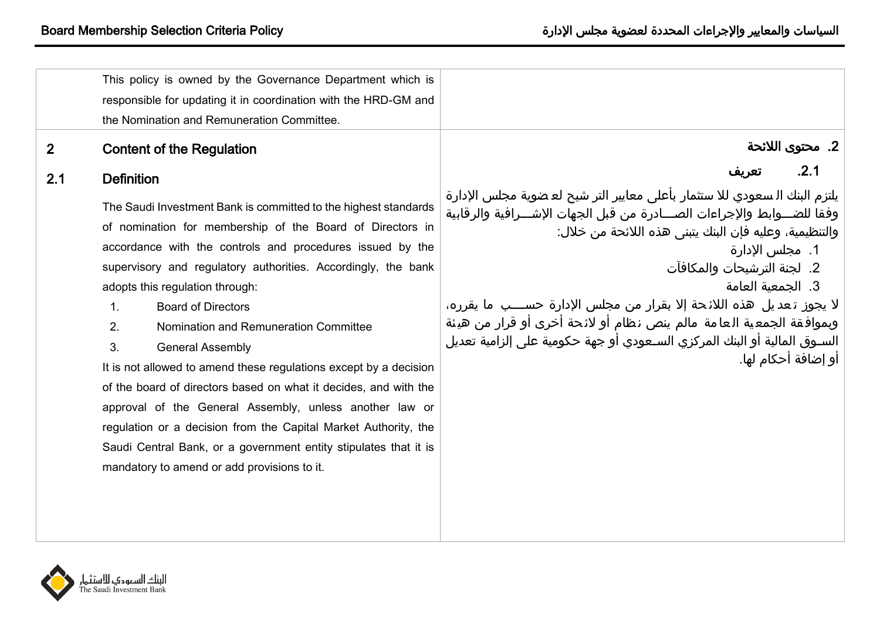This policy is owned by the Governance Department which is responsible for updating it in coordination with the HRD-GM and the Nomination and Remuneration Committee.

## 2 Content of the Regulation

### 2.1 Definition

The Saudi Investment Bank is committed to the highest standards of nomination for membership of the Board of Directors in accordance with the controls and procedures issued by the supervisory and regulatory authorities. Accordingly, the bank adopts this regulation through:

1. Board of Directors
2. Nomination and Remuneration Committee
3. General Assembly

It is not allowed to amend these regulations except by a decision of the board of directors based on what it decides, and with the approval of the General Assembly, unless another law or regulation or a decision from the Capital Market Authority, the Saudi Central Bank, or a government entity stipulates that it is mandatory to amend or add provisions to it.

## .2 محتوى اللائحة

### .2.1 تعريف

يلتزم البنك السعودي للاستثمار بأعلى معايير الترشيح لعضوية مجلس الإدارة وفقا للضوابط والإجراءات الصادرة من قبل الجهات الإشرافية والرقابية والتنظيمية، وعليه فإن البنك يتبنى هذه اللائحة من خلال:

1. مجلس الإدارة
2. لجنة الترشيحات والمكافآت
3. الجمعية العامة

لا يجوز تعديل هذه اللائحة إلا بقرار من مجلس الإدارة حسب ما يقرره، وبموافقة الجمعية العامة مالم ينص نظام أو لائحة أخرى أو قرار من هيئة السوق المالية أو البنك المركزي السعودي أو جهة حكومية على إلزامية تعديل أو إضافة أحكام لها.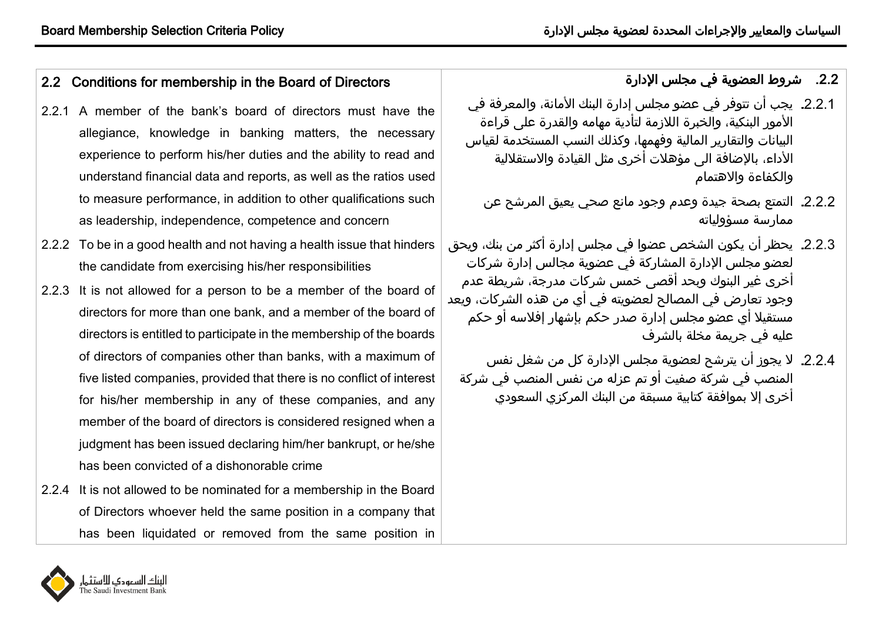## 2.2 Conditions for membership in the Board of Directors

2.2.1 A member of the bank's board of directors must have the allegiance, knowledge in banking matters, the necessary experience to perform his/her duties and the ability to read and understand financial data and reports, as well as the ratios used to measure performance, in addition to other qualifications such as leadership, independence, competence and concern

2.2.2 To be in a good health and not having a health issue that hinders the candidate from exercising his/her responsibilities

2.2.3 It is not allowed for a person to be a member of the board of directors for more than one bank, and a member of the board of directors is entitled to participate in the membership of the boards of directors of companies other than banks, with a maximum of five listed companies, provided that there is no conflict of interest for his/her membership in any of these companies, and any member of the board of directors is considered resigned when a judgment has been issued declaring him/her bankrupt, or he/she has been convicted of a dishonorable crime

2.2.4 It is not allowed to be nominated for a membership in the Board of Directors whoever held the same position in a company that has been liquidated or removed from the same position in

## 2.2. شروط العضوية في مجلس الإدارة

2.2.1. يجب أن تتوفر في عضو مجلس إدارة البنك الأمانة، والمعرفة في الأمور البنكية، والخبرة اللازمة لتأدية مهامه والقدرة على قراءة البيانات والتقارير المالية وفهمها، وكذلك النسب المستخدمة لقياس الأداء، بالإضافة الى مؤهلات أخرى مثل القيادة والاستقلالية والكفاءة والاهتمام

2.2.2. التمتع بصحة جيدة وعدم وجود مانع صحي يعيق المرشح عن ممارسة مسؤولياته

2.2.3. يحظر أن يكون الشخص عضوا في مجلس إدارة أكثر من بنك، ويحق لعضو مجلس الإدارة المشاركة في عضوية مجالس إدارة شركات أخرى غير البنوك وبحد أقصى خمس شركات مدرجة، شريطة عدم وجود تعارض في المصالح لعضويته في أي من هذه الشركات، ويعد مستقيلا أي عضو مجلس إدارة صدر حكم بإشهار إفلاسه أو حكم عليه في جريمة مخلة بالشرف

2.2.4. لا يجوز أن يترشح لعضوية مجلس الإدارة كل من شغل نفس المنصب في شركة صفيت أو تم عزله من نفس المنصب في شركة أخرى إلا بموافقة كتابية مسبقة من البنك المركزي السعودي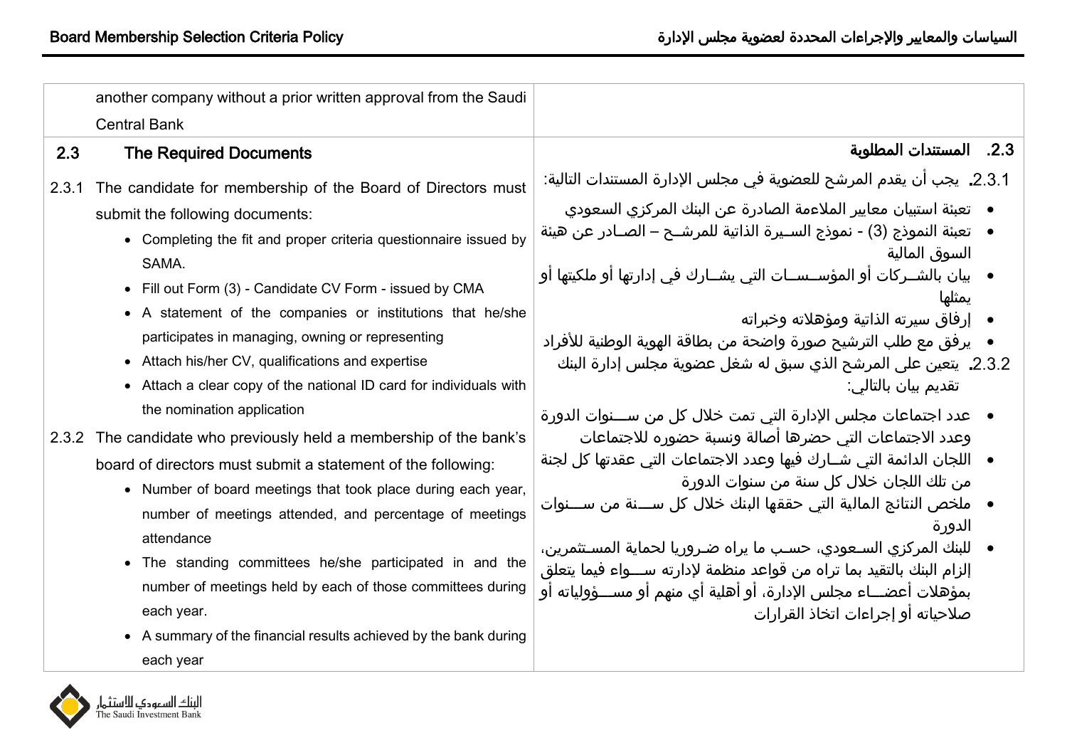| | |
|---|---|
| another company without a prior written approval from the Saudi Central Bank | |
| **2.3 The Required Documents**<br><br>2.3.1 The candidate for membership of the Board of Directors must submit the following documents:<br>• Completing the fit and proper criteria questionnaire issued by SAMA.<br>• Fill out Form (3) - Candidate CV Form - issued by CMA<br>• A statement of the companies or institutions that he/she participates in managing, owning or representing<br>• Attach his/her CV, qualifications and expertise<br>• Attach a clear copy of the national ID card for individuals with the nomination application<br><br>2.3.2 The candidate who previously held a membership of the bank's board of directors must submit a statement of the following:<br>• Number of board meetings that took place during each year, number of meetings attended, and percentage of meetings attendance<br>• The standing committees he/she participated in and the number of meetings held by each of those committees during each year.<br>• A summary of the financial results achieved by the bank during each year | **2.3. المستندات المطلوبة**<br><br>2.3.1. يجب أن يقدم المرشح للعضوية في مجلس الإدارة المستندات التالية:<br>• تعبئة استبيان معايير الملاءمة الصادرة عن البنك المركزي السعودي<br>• تعبئة النموذج (3) - نموذج السيرة الذاتية للمرشح – الصادر عن هيئة السوق المالية<br>• بيان بالشركات أو المؤسسات التي يشارك في إدارتها أو ملكيتها أو يمثلها<br>• إرفاق سيرته الذاتية ومؤهلاته وخبراته<br>• يرفق مع طلب الترشيح صورة واضحة من بطاقة الهوية الوطنية للأفراد<br><br>2.3.2. يتعين على المرشح الذي سبق له شغل عضوية مجلس إدارة البنك تقديم بيان بالتالي:<br>• عدد اجتماعات مجلس الإدارة التي تمت خلال كل من سنوات الدورة وعدد الاجتماعات التي حضرها أصالة ونسبة حضوره للاجتماعات<br>• اللجان الدائمة التي شارك فيها وعدد الاجتماعات التي عقدتها كل لجنة من تلك اللجان خلال كل سنة من سنوات الدورة<br>• ملخص النتائج المالية التي حققها البنك خلال كل سنة من سنوات الدورة<br>• للبنك المركزي السعودي، حسب ما يراه ضروريا لحماية المستثمرين، إلزام البنك بالتقيد بما تراه من قواعد منظمة لإدارته سواء فيما يتعلق بمؤهلات أعضاء مجلس الإدارة، أو أهلية أي منهم أو مسؤولياته أو صلاحياته أو إجراءات اتخاذ القرارات |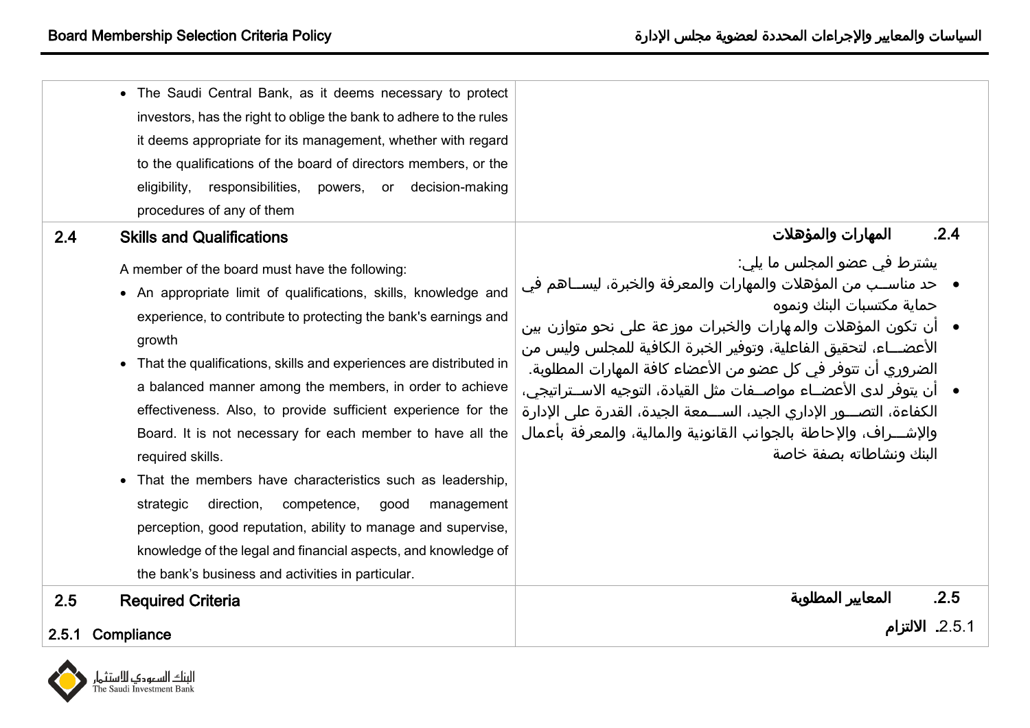| | |
|---|---|
| • The Saudi Central Bank, as it deems necessary to protect investors, has the right to oblige the bank to adhere to the rules it deems appropriate for its management, whether with regard to the qualifications of the board of directors members, or the eligibility, responsibilities, powers, or decision-making procedures of any of them | |
| **2.4 Skills and Qualifications**<br><br>A member of the board must have the following:<br>• An appropriate limit of qualifications, skills, knowledge and experience, to contribute to protecting the bank's earnings and growth<br>• That the qualifications, skills and experiences are distributed in a balanced manner among the members, in order to achieve effectiveness. Also, to provide sufficient experience for the Board. It is not necessary for each member to have all the required skills.<br>• That the members have characteristics such as leadership, strategic direction, competence, good management perception, good reputation, ability to manage and supervise, knowledge of the legal and financial aspects, and knowledge of the bank's business and activities in particular. | **.2.4 المهارات والمؤهلات**<br><br>يشترط في عضو المجلس ما يلي:<br>• حد مناسب من المؤهلات والمهارات والمعرفة والخبرة، ليساهم في حماية مكتسبات البنك ونموه<br>• أن تكون المؤهلات والمهارات والخبرات موزعة على نحو متوازن بين الأعضاء، لتحقيق الفاعلية، وتوفير الخبرة الكافية للمجلس وليس من الضروري أن تتوفر في كل عضو من الأعضاء كافة المهارات المطلوبة.<br>• أن يتوفر لدى الأعضاء مواصفات مثل القيادة، التوجيه الاستراتيجي، الكفاءة، التصور الإداري الجيد، السمعة الجيدة، القدرة على الإدارة والإشراف، والإحاطة بالجوانب القانونية والمالية، والمعرفة بأعمال البنك ونشاطاته بصفة خاصة |
| **2.5 Required Criteria** | **.2.5 المعايير المطلوبة** |
| **2.5.1 Compliance** | **.2.5.1 الالتزام** |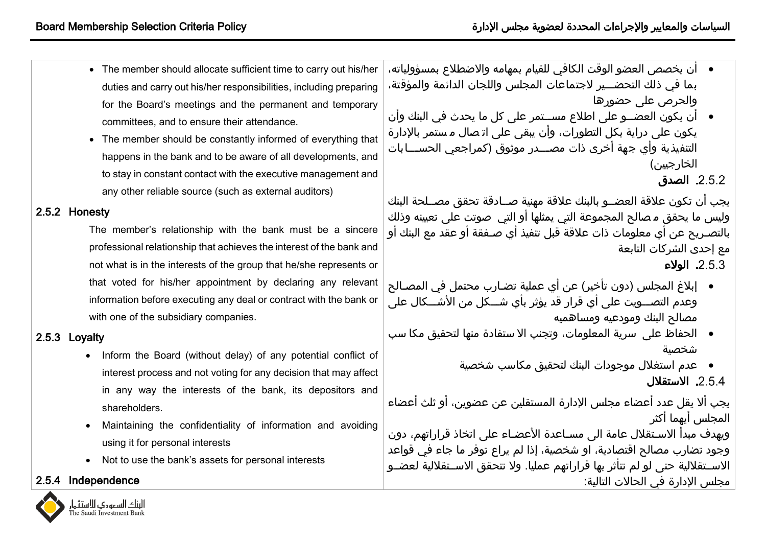- The member should allocate sufficient time to carry out his/her duties and carry out his/her responsibilities, including preparing for the Board's meetings and the permanent and temporary committees, and to ensure their attendance.
- The member should be constantly informed of everything that happens in the bank and to be aware of all developments, and to stay in constant contact with the executive management and any other reliable source (such as external auditors)

### 2.5.2 Honesty

The member's relationship with the bank must be a sincere professional relationship that achieves the interest of the bank and not what is in the interests of the group that he/she represents or that voted for his/her appointment by declaring any relevant information before executing any deal or contract with the bank or with one of the subsidiary companies.

### 2.5.3 Loyalty

- Inform the Board (without delay) of any potential conflict of interest process and not voting for any decision that may affect in any way the interests of the bank, its depositors and shareholders.
- Maintaining the confidentiality of information and avoiding using it for personal interests
- Not to use the bank's assets for personal interests

### 2.5.4 Independence

- أن يخصص العضو الوقت الكافي للقيام بمهامه والاضطلاع بمسؤولياته، بما في ذلك التحضير لاجتماعات المجلس واللجان الدائمة والمؤقتة، والحرص على حضورها
- أن يكون العضو على اطلاع مستمر على كل ما يحدث في البنك وأن يكون على دراية بكل التطورات، وأن يبقى على اتصال مستمر بالإدارة التنفيذية وأي جهة أخرى ذات مصدر موثوق (كمراجعي الحسابات الخارجيين)

### 2.5.2. الصدق

يجب أن تكون علاقة العضو بالبنك علاقة مهنية صادقة تحقق مصلحة البنك وليس ما يحقق مصالح المجموعة التي يمثلها أو التي صوتت على تعيينه وذلك بالتصريح عن أي معلومات ذات علاقة قبل تنفيذ أي صفقة أو عقد مع البنك أو مع إحدى الشركات التابعة

### 2.5.3. الولاء

- إبلاغ المجلس (دون تأخير) عن أي عملية تضارب محتمل في المصالح وعدم التصويت على أي قرار قد يؤثر بأي شكل من الأشكال على مصالح البنك ومودعيه ومساهميه
- الحفاظ على سرية المعلومات، وتجنب الاستفادة منها لتحقيق مكاسب شخصية
- عدم استغلال موجودات البنك لتحقيق مكاسب شخصية

### 2.5.4. الاستقلال

يجب ألا يقل عدد أعضاء مجلس الإدارة المستقلين عن عضوين، أو ثلث أعضاء المجلس أيهما أكثر

ويهدف مبدأ الاستقلال عامة الى مساعدة الأعضاء على اتخاذ قراراتهم، دون وجود تضارب مصالح اقتصادية، او شخصية، إذا لم يراع توفر ما جاء في قواعد الاستقلالية حتى لو لم تتأثر بها قراراتهم عمليا. ولا تتحقق الاستقلالية لعضو مجلس الإدارة في الحالات التالية: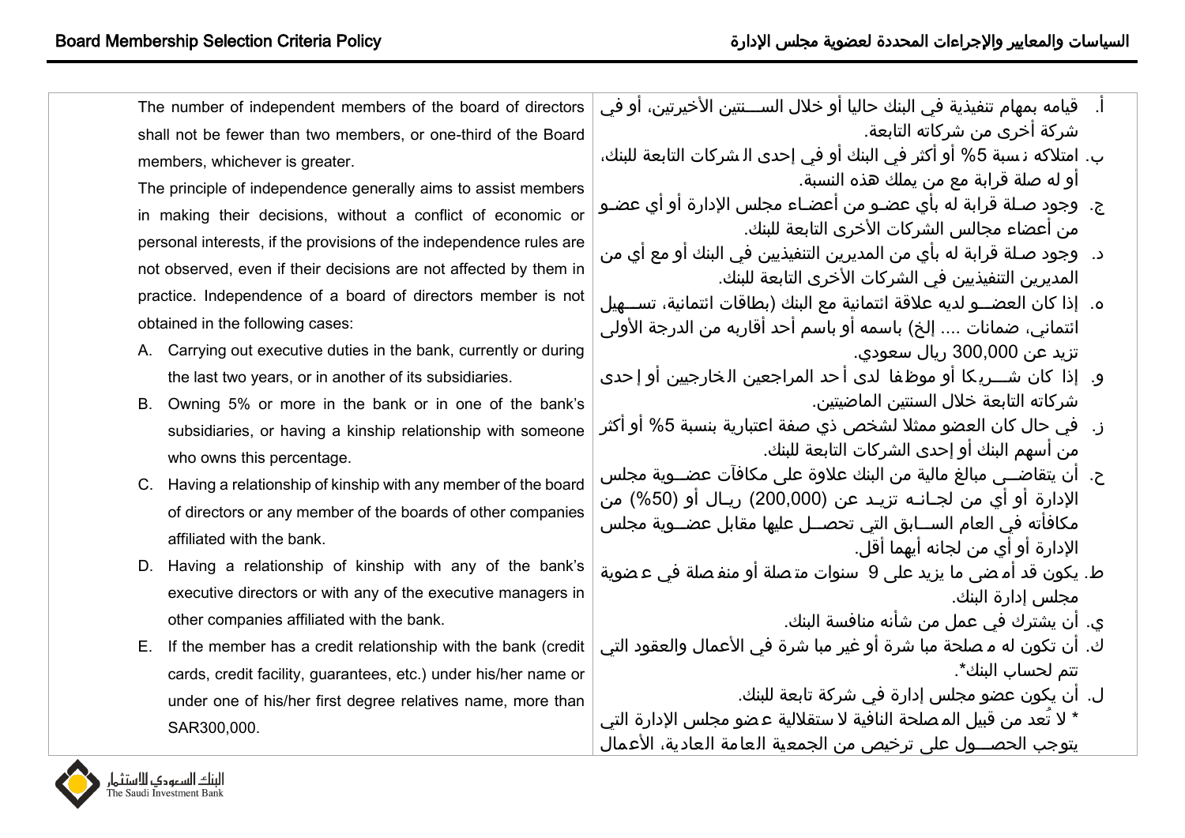The number of independent members of the board of directors shall not be fewer than two members, or one-third of the Board members, whichever is greater.

The principle of independence generally aims to assist members in making their decisions, without a conflict of economic or personal interests, if the provisions of the independence rules are not observed, even if their decisions are not affected by them in practice. Independence of a board of directors member is not obtained in the following cases:

A. Carrying out executive duties in the bank, currently or during the last two years, or in another of its subsidiaries.
B. Owning 5% or more in the bank or in one of the bank's subsidiaries, or having a kinship relationship with someone who owns this percentage.
C. Having a relationship of kinship with any member of the board of directors or any member of the boards of other companies affiliated with the bank.
D. Having a relationship of kinship with any of the bank's executive directors or with any of the executive managers in other companies affiliated with the bank.
E. If the member has a credit relationship with the bank (credit cards, credit facility, guarantees, etc.) under his/her name or under one of his/her first degree relatives name, more than SAR300,000.

أ. قيامه بمهام تنفيذية في البنك حاليا أو خلال السنتين الأخيرتين، أو في شركة أخرى من شركاته التابعة.

ب. امتلاكه نسبة 5% أو أكثر في البنك أو في إحدى الشركات التابعة للبنك، أو له صلة قرابة مع من يملك هذه النسبة.

ج. وجود صلة قرابة له بأي عضو من أعضاء مجلس الإدارة أو أي عضو من أعضاء مجالس الشركات الأخرى التابعة للبنك.

د. وجود صلة قرابة له بأي من المديرين التنفيذيين في البنك أو مع أي من المديرين التنفيذيين في الشركات الأخرى التابعة للبنك.

ه. إذا كان العضو لديه علاقة ائتمانية مع البنك (بطاقات ائتمانية، تسهيل ائتماني، ضمانات .... إلخ) باسمه أو باسم أحد أقاربه من الدرجة الأولى تزيد عن 300,000 ريال سعودي.

و. إذا كان شريكا أو موظفا لدى أحد المراجعين الخارجيين أو إحدى شركاته التابعة خلال السنتين الماضيتين.

ز. في حال كان العضو ممثلا لشخص ذي صفة اعتبارية بنسبة 5% أو أكثر من أسهم البنك أو إحدى الشركات التابعة للبنك.

ح. أن يتقاضى مبالغ مالية من البنك علاوة على مكافآت عضوية مجلس الإدارة أو أي من لجانه تزيد عن (200,000) ريال أو (50%) من مكافأته في العام السابق التي تحصل عليها مقابل عضوية مجلس الإدارة أو أي من لجانه أيهما أقل.

ط. يكون قد أمضى ما يزيد على 9 سنوات متصلة أو منفصلة في عضوية مجلس إدارة البنك.

ي. أن يشترك في عمل من شأنه منافسة البنك.

ك. أن تكون له مصلحة مباشرة أو غير مباشرة في الأعمال والعقود التي تتم لحساب البنك*.

ل. أن يكون عضو مجلس إدارة في شركة تابعة للبنك.

* لا تُعد من قبيل المصلحة النافية لاستقلالية عضو مجلس الإدارة التي يتوجب الحصول على ترخيص من الجمعية العامة العادية، الأعمال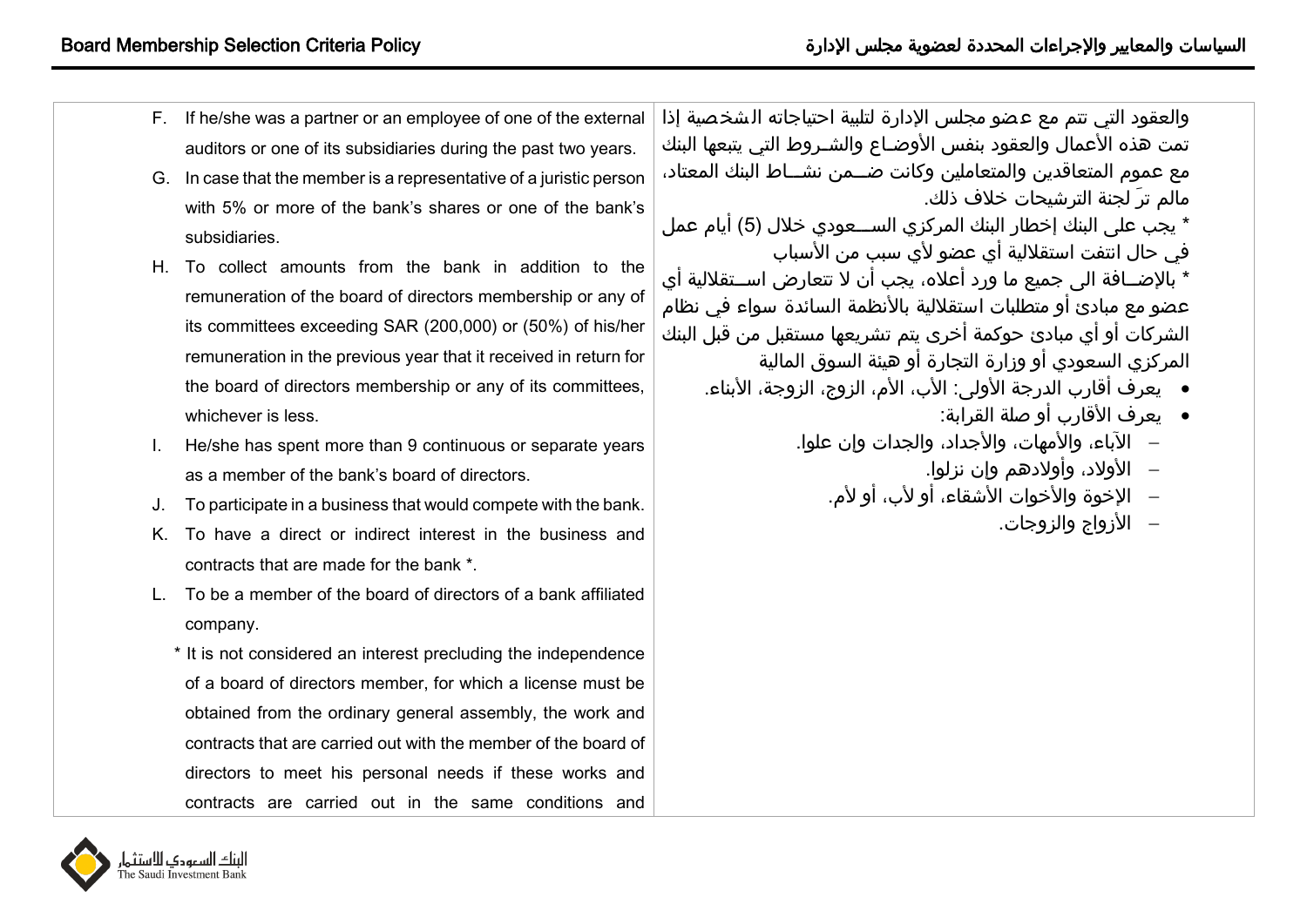F. If he/she was a partner or an employee of one of the external auditors or one of its subsidiaries during the past two years.

G. In case that the member is a representative of a juristic person with 5% or more of the bank's shares or one of the bank's subsidiaries.

H. To collect amounts from the bank in addition to the remuneration of the board of directors membership or any of its committees exceeding SAR (200,000) or (50%) of his/her remuneration in the previous year that it received in return for the board of directors membership or any of its committees, whichever is less.

I. He/she has spent more than 9 continuous or separate years as a member of the bank's board of directors.

J. To participate in a business that would compete with the bank.

K. To have a direct or indirect interest in the business and contracts that are made for the bank *.

L. To be a member of the board of directors of a bank affiliated company.

\* It is not considered an interest precluding the independence of a board of directors member, for which a license must be obtained from the ordinary general assembly, the work and contracts that are carried out with the member of the board of directors to meet his personal needs if these works and contracts are carried out in the same conditions and

والعقود التي تتم مع عضو مجلس الإدارة لتلبية احتياجاته الشخصية إذا تمت هذه الأعمال والعقود بنفس الأوضاع والشروط التي يتبعها البنك مع عموم المتعاقدين والمتعاملين وكانت ضمن نشاط البنك المعتاد، مالم ترَ لجنة الترشيحات خلاف ذلك.

\* يجب على البنك إخطار البنك المركزي السعودي خلال (5) أيام عمل في حال انتفت استقلالية أي عضو لأي سبب من الأسباب

\* بالإضافة الى جميع ما ورد أعلاه، يجب أن لا تتعارض استقلالية أي عضو مع مبادئ أو متطلبات استقلالية بالأنظمة السائدة سواء في نظام الشركات أو أي مبادئ حوكمة أخرى يتم تشريعها مستقبل من قبل البنك المركزي السعودي أو وزارة التجارة أو هيئة السوق المالية

- يعرف أقارب الدرجة الأولى: الأب، الأم، الزوج، الزوجة، الأبناء.
- يعرف الأقارب أو صلة القرابة:
  - الآباء، والأمهات، والأجداد، والجدات وإن علوا.
  - الأولاد، وأولادهم وإن نزلوا.
  - الإخوة والأخوات الأشقاء، أو لأب، أو لأم.
  - الأزواج والزوجات.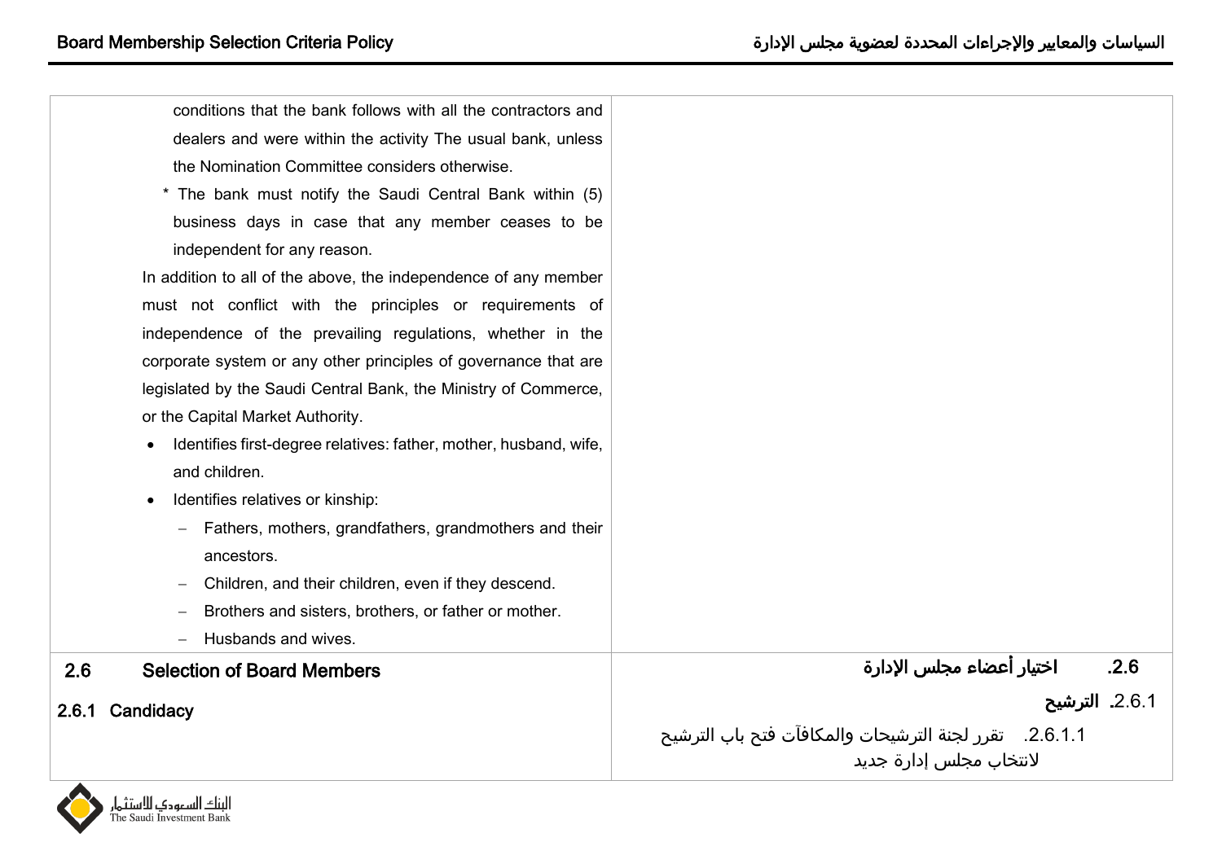| | |
|---|---|
| conditions that the bank follows with all the contractors and dealers and were within the activity The usual bank, unless the Nomination Committee considers otherwise.<br>* The bank must notify the Saudi Central Bank within (5) business days in case that any member ceases to be independent for any reason.<br>In addition to all of the above, the independence of any member must not conflict with the principles or requirements of independence of the prevailing regulations, whether in the corporate system or any other principles of governance that are legislated by the Saudi Central Bank, the Ministry of Commerce, or the Capital Market Authority.<br>• Identifies first-degree relatives: father, mother, husband, wife, and children.<br>• Identifies relatives or kinship:<br>– Fathers, mothers, grandfathers, grandmothers and their ancestors.<br>– Children, and their children, even if they descend.<br>– Brothers and sisters, brothers, or father or mother.<br>– Husbands and wives. | |
| **2.6 Selection of Board Members**<br>**2.6.1 Candidacy** | **2.6. اختيار أعضاء مجلس الإدارة**<br>**2.6.1. الترشيح**<br>2.6.1.1. تقرر لجنة الترشيحات والمكافآت فتح باب الترشيح لانتخاب مجلس إدارة جديد |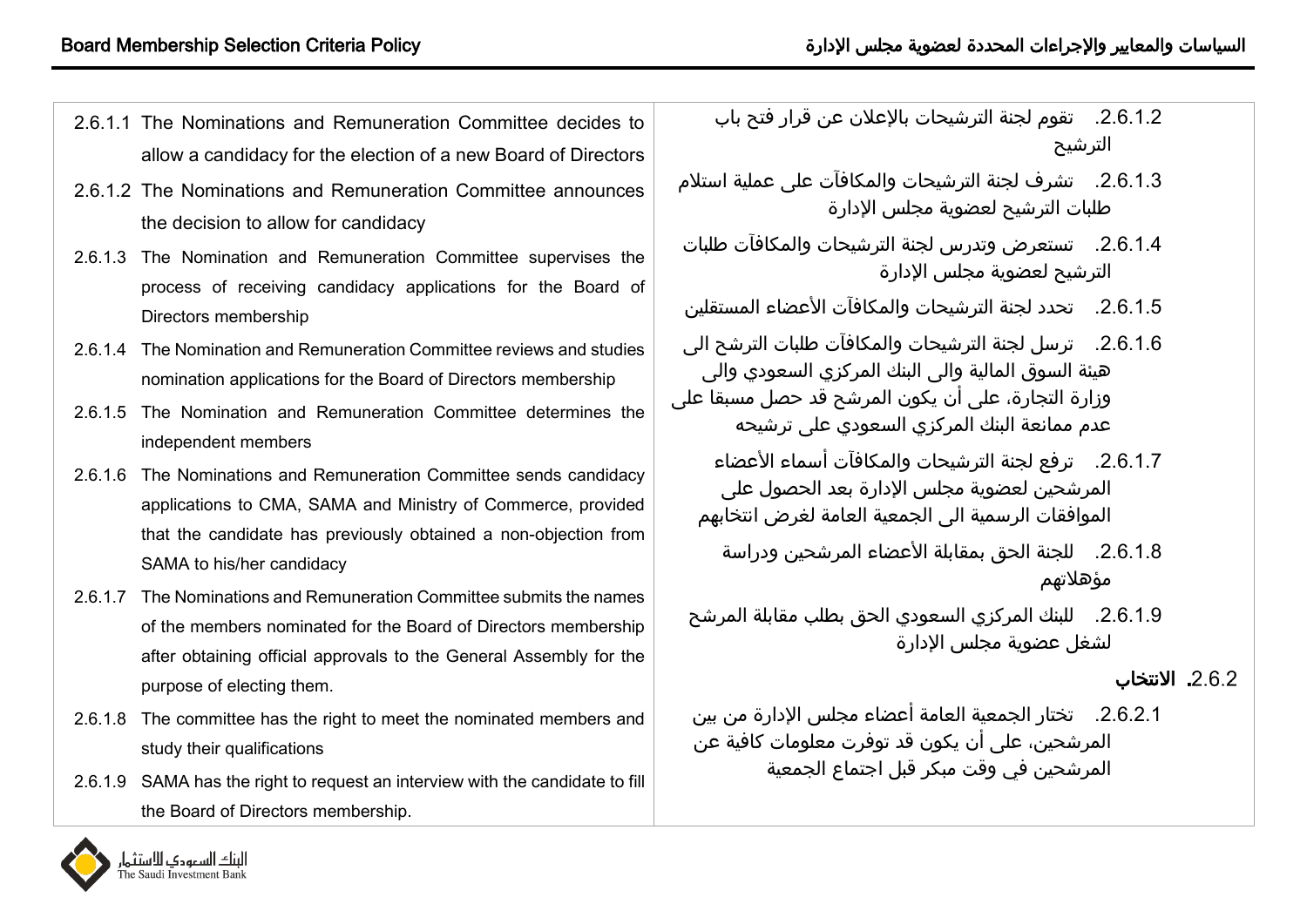2.6.1.1 The Nominations and Remuneration Committee decides to allow a candidacy for the election of a new Board of Directors

2.6.1.2 The Nominations and Remuneration Committee announces the decision to allow for candidacy

2.6.1.3 The Nomination and Remuneration Committee supervises the process of receiving candidacy applications for the Board of Directors membership

2.6.1.4 The Nomination and Remuneration Committee reviews and studies nomination applications for the Board of Directors membership

2.6.1.5 The Nomination and Remuneration Committee determines the independent members

2.6.1.6 The Nominations and Remuneration Committee sends candidacy applications to CMA, SAMA and Ministry of Commerce, provided that the candidate has previously obtained a non-objection from SAMA to his/her candidacy

2.6.1.7 The Nominations and Remuneration Committee submits the names of the members nominated for the Board of Directors membership after obtaining official approvals to the General Assembly for the purpose of electing them.

2.6.1.8 The committee has the right to meet the nominated members and study their qualifications

2.6.1.9 SAMA has the right to request an interview with the candidate to fill the Board of Directors membership.

2.6.1.2. تقوم لجنة الترشيحات بالإعلان عن قرار فتح باب الترشيح

2.6.1.3. تشرف لجنة الترشيحات والمكافآت على عملية استلام طلبات الترشيح لعضوية مجلس الإدارة

2.6.1.4. تستعرض وتدرس لجنة الترشيحات والمكافآت طلبات الترشيح لعضوية مجلس الإدارة

2.6.1.5. تحدد لجنة الترشيحات والمكافآت الأعضاء المستقلين

2.6.1.6. ترسل لجنة الترشيحات والمكافآت طلبات الترشح الى هيئة السوق المالية والى البنك المركزي السعودي والى وزارة التجارة، على أن يكون المرشح قد حصل مسبقا على عدم ممانعة البنك المركزي السعودي على ترشيحه

2.6.1.7. ترفع لجنة الترشيحات والمكافآت أسماء الأعضاء المرشحين لعضوية مجلس الإدارة بعد الحصول على الموافقات الرسمية الى الجمعية العامة لغرض انتخابهم

2.6.1.8. للجنة الحق بمقابلة الأعضاء المرشحين ودراسة مؤهلاتهم

2.6.1.9. للبنك المركزي السعودي الحق بطلب مقابلة المرشح لشغل عضوية مجلس الإدارة

**2.6.2. الانتخاب**

2.6.2.1. تختار الجمعية العامة أعضاء مجلس الإدارة من بين المرشحين، على أن يكون قد توفرت معلومات كافية عن المرشحين في وقت مبكر قبل اجتماع الجمعية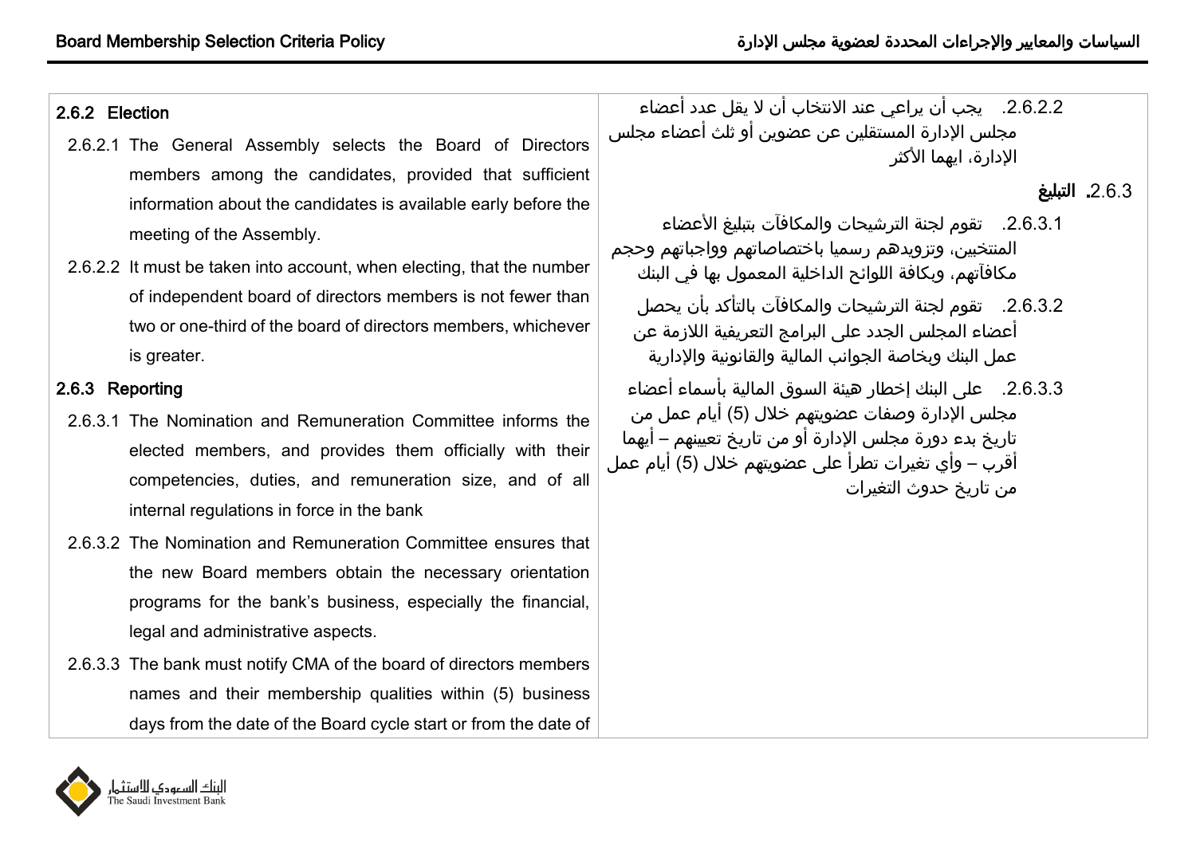### 2.6.2 Election

2.6.2.1 The General Assembly selects the Board of Directors members among the candidates, provided that sufficient information about the candidates is available early before the meeting of the Assembly.

2.6.2.2 It must be taken into account, when electing, that the number of independent board of directors members is not fewer than two or one-third of the board of directors members, whichever is greater.

### 2.6.3 Reporting

2.6.3.1 The Nomination and Remuneration Committee informs the elected members, and provides them officially with their competencies, duties, and remuneration size, and of all internal regulations in force in the bank

2.6.3.2 The Nomination and Remuneration Committee ensures that the new Board members obtain the necessary orientation programs for the bank's business, especially the financial, legal and administrative aspects.

2.6.3.3 The bank must notify CMA of the board of directors members names and their membership qualities within (5) business days from the date of the Board cycle start or from the date of

2.6.2.2. يجب أن يراعي عند الانتخاب أن لا يقل عدد أعضاء مجلس الإدارة المستقلين عن عضوين أو ثلث أعضاء مجلس الإدارة، ايهما الأكثر

### 2.6.3. التبليغ

2.6.3.1. تقوم لجنة الترشيحات والمكافآت بتبليغ الأعضاء المنتخبين، وتزويدهم رسميا باختصاصاتهم وواجباتهم وحجم مكافآتهم، وبكافة اللوائح الداخلية المعمول بها في البنك

2.6.3.2. تقوم لجنة الترشيحات والمكافآت بالتأكد بأن يحصل أعضاء المجلس الجدد على البرامج التعريفية اللازمة عن عمل البنك وبخاصة الجوانب المالية والقانونية والإدارية

2.6.3.3. على البنك إخطار هيئة السوق المالية بأسماء أعضاء مجلس الإدارة وصفات عضويتهم خلال (5) أيام عمل من تاريخ بدء دورة مجلس الإدارة أو من تاريخ تعيينهم – أيهما أقرب – وأي تغيرات تطرأ على عضويتهم خلال (5) أيام عمل من تاريخ حدوث التغيرات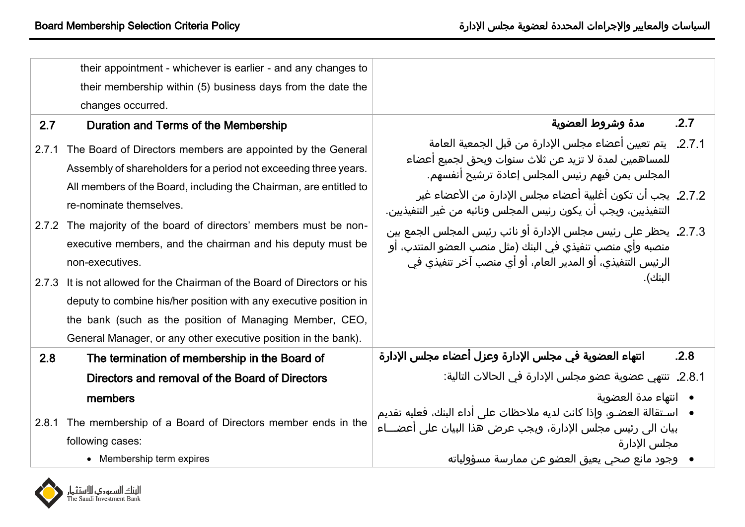| | |
|---|---|
| their appointment - whichever is earlier - and any changes to their membership within (5) business days from the date the changes occurred. | |
| **2.7 Duration and Terms of the Membership** | **2.7. مدة وشروط العضوية** |
| 2.7.1 The Board of Directors members are appointed by the General Assembly of shareholders for a period not exceeding three years. All members of the Board, including the Chairman, are entitled to re-nominate themselves. | 2.7.1. يتم تعيين أعضاء مجلس الإدارة من قبل الجمعية العامة للمساهمين لمدة لا تزيد عن ثلاث سنوات ويحق لجميع أعضاء المجلس بمن فيهم رئيس المجلس إعادة ترشيح أنفسهم. |
| 2.7.2 The majority of the board of directors' members must be non-executive members, and the chairman and his deputy must be non-executives. | 2.7.2. يجب أن تكون أغلبية أعضاء مجلس الإدارة من الأعضاء غير التنفيذيين، ويجب أن يكون رئيس المجلس ونائبه من غير التنفيذيين. |
| 2.7.3 It is not allowed for the Chairman of the Board of Directors or his deputy to combine his/her position with any executive position in the bank (such as the position of Managing Member, CEO, General Manager, or any other executive position in the bank). | 2.7.3. يحظر على رئيس مجلس الإدارة أو نائب رئيس المجلس الجمع بين منصبه وأي منصب تنفيذي في البنك (مثل منصب العضو المنتدب، أو الرئيس التنفيذي، أو المدير العام، أو أي منصب آخر تنفيذي في البنك). |
| **2.8 The termination of membership in the Board of Directors and removal of the Board of Directors members** | **2.8. انتهاء العضوية في مجلس الإدارة وعزل أعضاء مجلس الإدارة** |
| 2.8.1 The membership of a Board of Directors member ends in the following cases:<br>• Membership term expires | 2.8.1. تنتهي عضوية عضو مجلس الإدارة في الحالات التالية:<br>• انتهاء مدة العضوية<br>• استقالة العضو، وإذا كانت لديه ملاحظات على أداء البنك، فعليه تقديم بيان الى رئيس مجلس الإدارة، ويجب عرض هذا البيان على أعضاء مجلس الإدارة<br>• وجود مانع صحي يعيق العضو عن ممارسة مسؤولياته |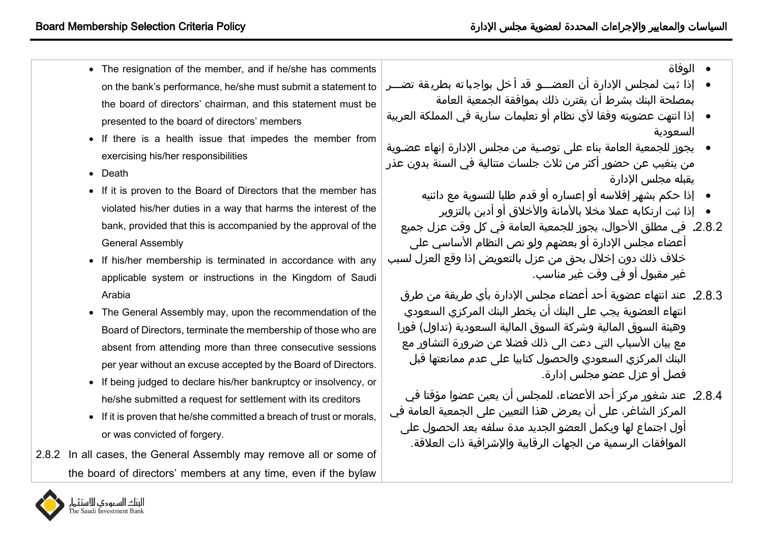- The resignation of the member, and if he/she has comments on the bank's performance, he/she must submit a statement to the board of directors' chairman, and this statement must be presented to the board of directors' members
- If there is a health issue that impedes the member from exercising his/her responsibilities
- Death
- If it is proven to the Board of Directors that the member has violated his/her duties in a way that harms the interest of the bank, provided that this is accompanied by the approval of the General Assembly
- If his/her membership is terminated in accordance with any applicable system or instructions in the Kingdom of Saudi Arabia
- The General Assembly may, upon the recommendation of the Board of Directors, terminate the membership of those who are absent from attending more than three consecutive sessions per year without an excuse accepted by the Board of Directors.
- If being judged to declare his/her bankruptcy or insolvency, or he/she submitted a request for settlement with its creditors
- If it is proven that he/she committed a breach of trust or morals, or was convicted of forgery.

2.8.2 In all cases, the General Assembly may remove all or some of the board of directors' members at any time, even if the bylaw

- الوفاة
- إذا ثبت لمجلس الإدارة أن العضو قد أخل بواجباته بطريقة تضر بمصلحة البنك بشرط أن يقترن ذلك بموافقة الجمعية العامة
- إذا انتهت عضويته وفقا لأي نظام أو تعليمات سارية في المملكة العربية السعودية
- يجوز للجمعية العامة بناء على توصية من مجلس الإدارة إنهاء عضوية من يتغيب عن حضور أكثر من ثلاث جلسات متتالية في السنة بدون عذر يقبله مجلس الإدارة
- إذا حكم بشهر إفلاسه أو إعساره أو قدم طلبا للتسوية مع دائنيه
- إذا ثبت ارتكابه عملا مخلا بالأمانة والأخلاق أو أدين بالتزوير

2.8.2. في مطلق الأحوال، يجوز للجمعية العامة في كل وقت عزل جميع أعضاء مجلس الإدارة أو بعضهم ولو نص النظام الأساسي على خلاف ذلك دون إخلال بحق من عزل بالتعويض إذا وقع العزل لسبب غير مقبول أو في وقت غير مناسب.

2.8.3. عند انتهاء عضوية أحد أعضاء مجلس الإدارة بأي طريقة من طرق انتهاء العضوية يجب على البنك أن يخطر البنك المركزي السعودي وهيئة السوق المالية وشركة السوق المالية السعودية (تداول) فورا مع بيان الأسباب التي دعت الى ذلك فضلا عن ضرورة التشاور مع البنك المركزي السعودي والحصول كتابيا على عدم ممانعتها قبل فصل أو عزل عضو مجلس إدارة.

2.8.4. عند شغور مركز أحد الأعضاء، للمجلس أن يعين عضوا مؤقتا في المركز الشاغر، على أن يعرض هذا التعيين على الجمعية العامة في أول اجتماع لها ويكمل العضو الجديد مدة سلفه بعد الحصول على الموافقات الرسمية من الجهات الرقابية والإشرافية ذات العلاقة.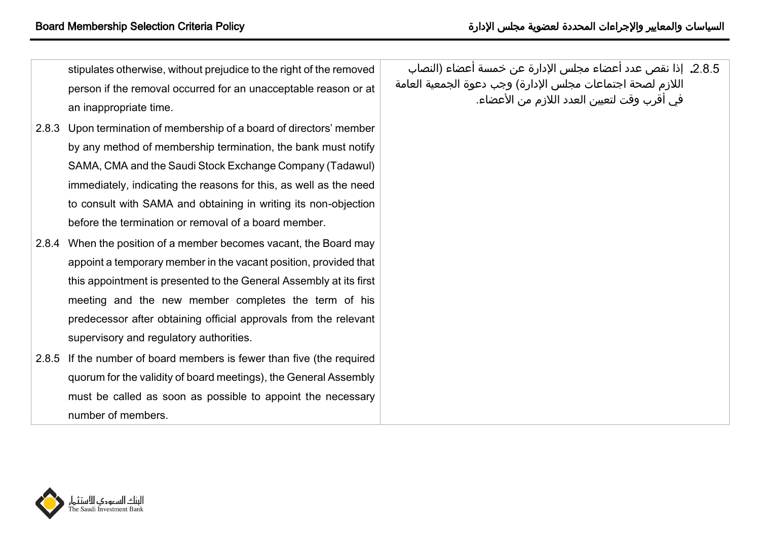| | |
|---|---|
| stipulates otherwise, without prejudice to the right of the removed person if the removal occurred for an unacceptable reason or at an inappropriate time.<br>2.8.3 Upon termination of membership of a board of directors' member by any method of membership termination, the bank must notify SAMA, CMA and the Saudi Stock Exchange Company (Tadawul) immediately, indicating the reasons for this, as well as the need to consult with SAMA and obtaining in writing its non-objection before the termination or removal of a board member.<br>2.8.4 When the position of a member becomes vacant, the Board may appoint a temporary member in the vacant position, provided that this appointment is presented to the General Assembly at its first meeting and the new member completes the term of his predecessor after obtaining official approvals from the relevant supervisory and regulatory authorities.<br>2.8.5 If the number of board members is fewer than five (the required quorum for the validity of board meetings), the General Assembly must be called as soon as possible to appoint the necessary number of members. | 2.8.5. إذا نقص عدد أعضاء مجلس الإدارة عن خمسة أعضاء (النصاب اللازم لصحة اجتماعات مجلس الإدارة) وجب دعوة الجمعية العامة في أقرب وقت لتعيين العدد اللازم من الأعضاء. |